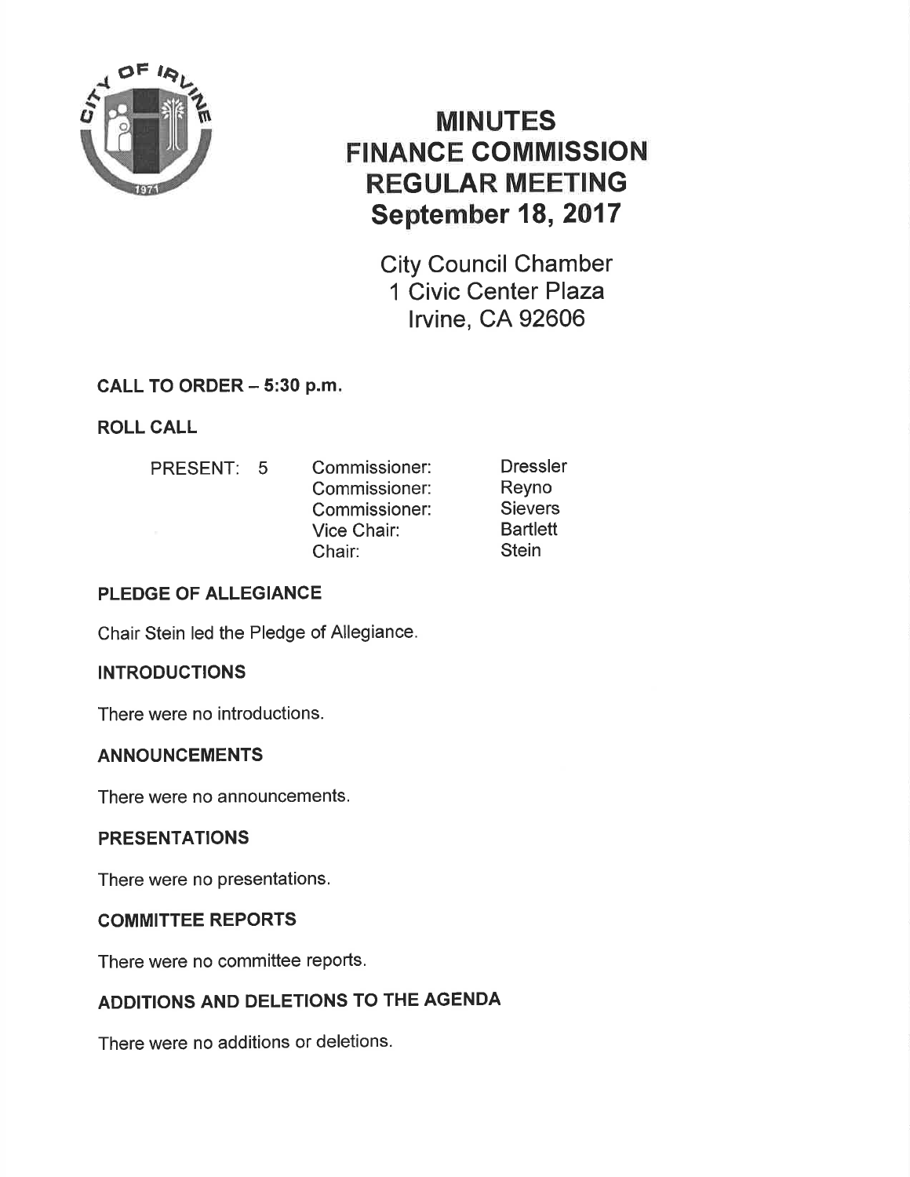# MINUTES
# FINANCE COMMISSION
# REGULAR MEETING
# September 18, 2017

City Council Chamber
1 Civic Center Plaza
Irvine, CA 92606

## CALL TO ORDER – 5:30 p.m.

## ROLL CALL

| PRESENT: 5 | | |
|---|---|---|
| | Commissioner: | Dressler |
| | Commissioner: | Reyno |
| | Commissioner: | Sievers |
| | Vice Chair: | Bartlett |
| | Chair: | Stein |

## PLEDGE OF ALLEGIANCE

Chair Stein led the Pledge of Allegiance.

## INTRODUCTIONS

There were no introductions.

## ANNOUNCEMENTS

There were no announcements.

## PRESENTATIONS

There were no presentations.

## COMMITTEE REPORTS

There were no committee reports.

## ADDITIONS AND DELETIONS TO THE AGENDA

There were no additions or deletions.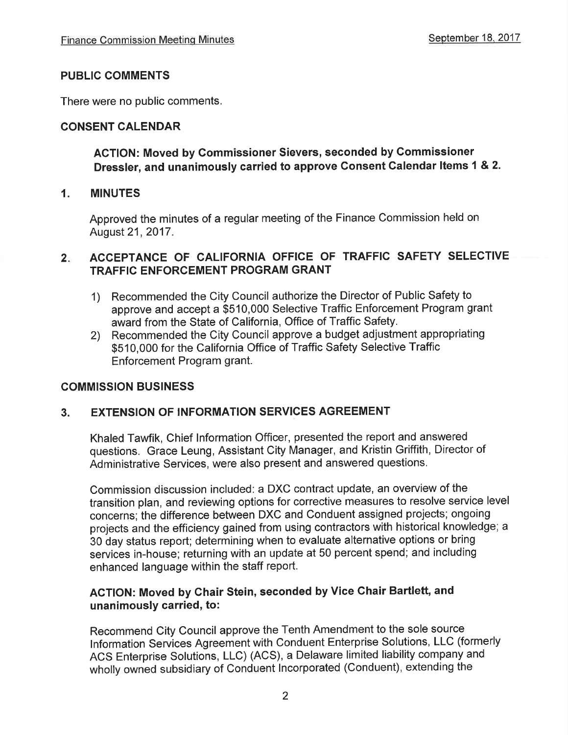## PUBLIC COMMENTS

There were no public comments.

## CONSENT CALENDAR

**ACTION: Moved by Commissioner Sievers, seconded by Commissioner Dressler, and unanimously carried to approve Consent Calendar Items 1 & 2.**

### 1. MINUTES

Approved the minutes of a regular meeting of the Finance Commission held on August 21, 2017.

### 2. ACCEPTANCE OF CALIFORNIA OFFICE OF TRAFFIC SAFETY SELECTIVE TRAFFIC ENFORCEMENT PROGRAM GRANT

1) Recommended the City Council authorize the Director of Public Safety to approve and accept a $510,000 Selective Traffic Enforcement Program grant award from the State of California, Office of Traffic Safety.
2) Recommended the City Council approve a budget adjustment appropriating $510,000 for the California Office of Traffic Safety Selective Traffic Enforcement Program grant.

## COMMISSION BUSINESS

### 3. EXTENSION OF INFORMATION SERVICES AGREEMENT

Khaled Tawfik, Chief Information Officer, presented the report and answered questions. Grace Leung, Assistant City Manager, and Kristin Griffith, Director of Administrative Services, were also present and answered questions.

Commission discussion included: a DXC contract update, an overview of the transition plan, and reviewing options for corrective measures to resolve service level concerns; the difference between DXC and Conduent assigned projects; ongoing projects and the efficiency gained from using contractors with historical knowledge; a 30 day status report; determining when to evaluate alternative options or bring services in-house; returning with an update at 50 percent spend; and including enhanced language within the staff report.

**ACTION: Moved by Chair Stein, seconded by Vice Chair Bartlett, and unanimously carried, to:**

Recommend City Council approve the Tenth Amendment to the sole source Information Services Agreement with Conduent Enterprise Solutions, LLC (formerly ACS Enterprise Solutions, LLC) (ACS), a Delaware limited liability company and wholly owned subsidiary of Conduent Incorporated (Conduent), extending the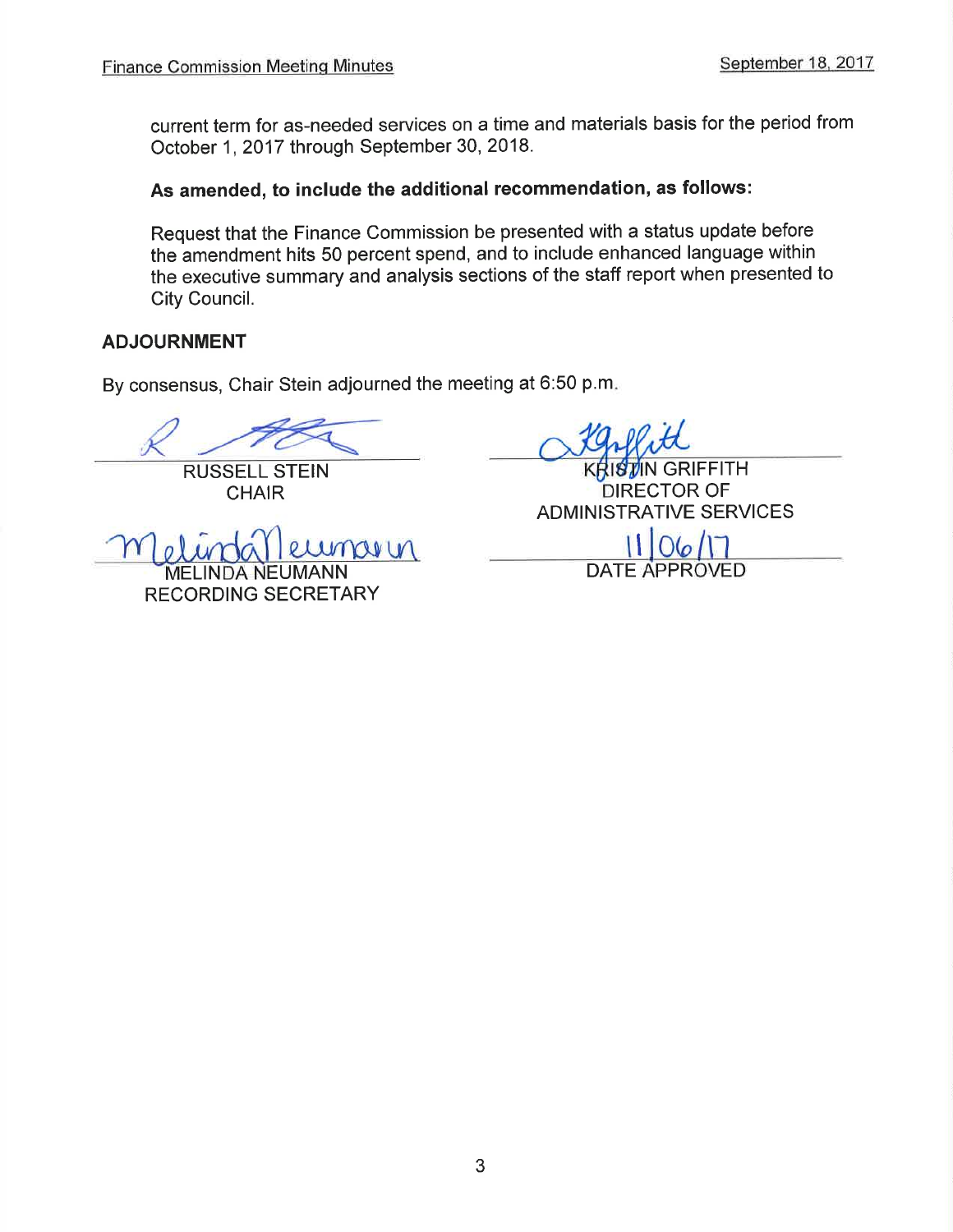current term for as-needed services on a time and materials basis for the period from October 1, 2017 through September 30, 2018.

**As amended, to include the additional recommendation, as follows:**

Request that the Finance Commission be presented with a status update before the amendment hits 50 percent spend, and to include enhanced language within the executive summary and analysis sections of the staff report when presented to City Council.

**ADJOURNMENT**

By consensus, Chair Stein adjourned the meeting at 6:50 p.m.

RUSSELL STEIN
CHAIR

KRISTIN GRIFFITH
DIRECTOR OF
ADMINISTRATIVE SERVICES

MELINDA NEUMANN
RECORDING SECRETARY

11/06/17
DATE APPROVED